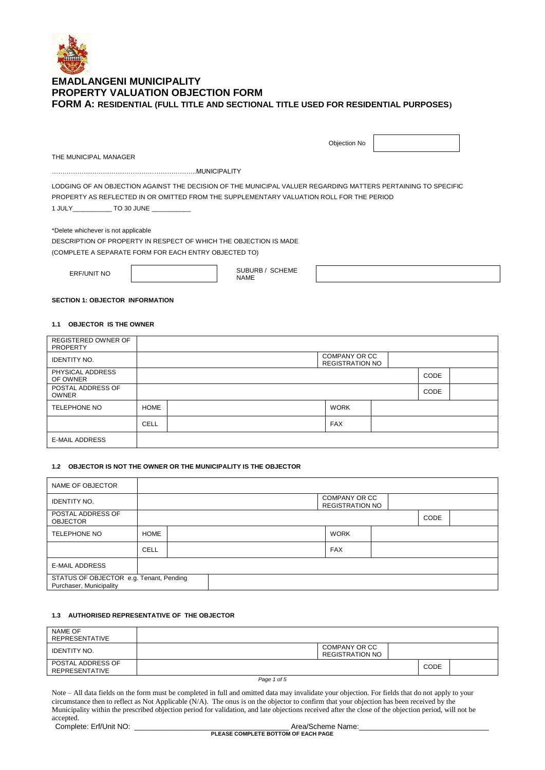# EMADLANGENI MUNICIPALITY
# PROPERTY VALUATION OBJECTION FORM
## FORM A: RESIDENTIAL (FULL TITLE AND SECTIONAL TITLE USED FOR RESIDENTIAL PURPOSES)

| Objection No | |
|---|---|

THE MUNICIPAL MANAGER

…………………………………………………………..MUNICIPALITY

LODGING OF AN OBJECTION AGAINST THE DECISION OF THE MUNICIPAL VALUER REGARDING MATTERS PERTAINING TO SPECIFIC PROPERTY AS REFLECTED IN OR OMITTED FROM THE SUPPLEMENTARY VALUATION ROLL FOR THE PERIOD

1 JULY___________ TO 30 JUNE ___________

*Delete whichever is not applicable

DESCRIPTION OF PROPERTY IN RESPECT OF WHICH THE OBJECTION IS MADE

(COMPLETE A SEPARATE FORM FOR EACH ENTRY OBJECTED TO)

| ERF/UNIT NO | | SUBURB / SCHEME NAME | |
|---|---|---|---|

**SECTION 1: OBJECTOR INFORMATION**

**1.1 OBJECTOR IS THE OWNER**

| REGISTERED OWNER OF PROPERTY | | | | | | |
|---|---|---|---|---|---|---|
| IDENTITY NO. | | | COMPANY OR CC REGISTRATION NO | | | |
| PHYSICAL ADDRESS OF OWNER | | | | | CODE | |
| POSTAL ADDRESS OF OWNER | | | | | CODE | |
| TELEPHONE NO | HOME | | WORK | | | |
| | CELL | | FAX | | | |
| E-MAIL ADDRESS | | | | | | |

**1.2 OBJECTOR IS NOT THE OWNER OR THE MUNICIPALITY IS THE OBJECTOR**

| NAME OF OBJECTOR | | | | | | |
|---|---|---|---|---|---|---|
| IDENTITY NO. | | | COMPANY OR CC REGISTRATION NO | | | |
| POSTAL ADDRESS OF OBJECTOR | | | | | CODE | |
| TELEPHONE NO | HOME | | WORK | | | |
| | CELL | | FAX | | | |
| E-MAIL ADDRESS | | | | | | |
| STATUS OF OBJECTOR e.g. Tenant, Pending Purchaser, Municipality | | | | | | |

**1.3 AUTHORISED REPRESENTATIVE OF THE OBJECTOR**

| NAME OF REPRESENTATIVE | | | | | |
|---|---|---|---|---|---|
| IDENTITY NO. | | COMPANY OR CC REGISTRATION NO | | | |
| POSTAL ADDRESS OF REPRESENTATIVE | | | | CODE | |

Note – All data fields on the form must be completed in full and omitted data may invalidate your objection. For fields that do not apply to your circumstance then to reflect as Not Applicable (N/A). The onus is on the objector to confirm that your objection has been received by the Municipality within the prescribed objection period for validation, and late objections received after the close of the objection period, will not be accepted.

Complete: Erf/Unit NO: ______________________________________ Area/Scheme Name:_______________________________

**PLEASE COMPLETE BOTTOM OF EACH PAGE**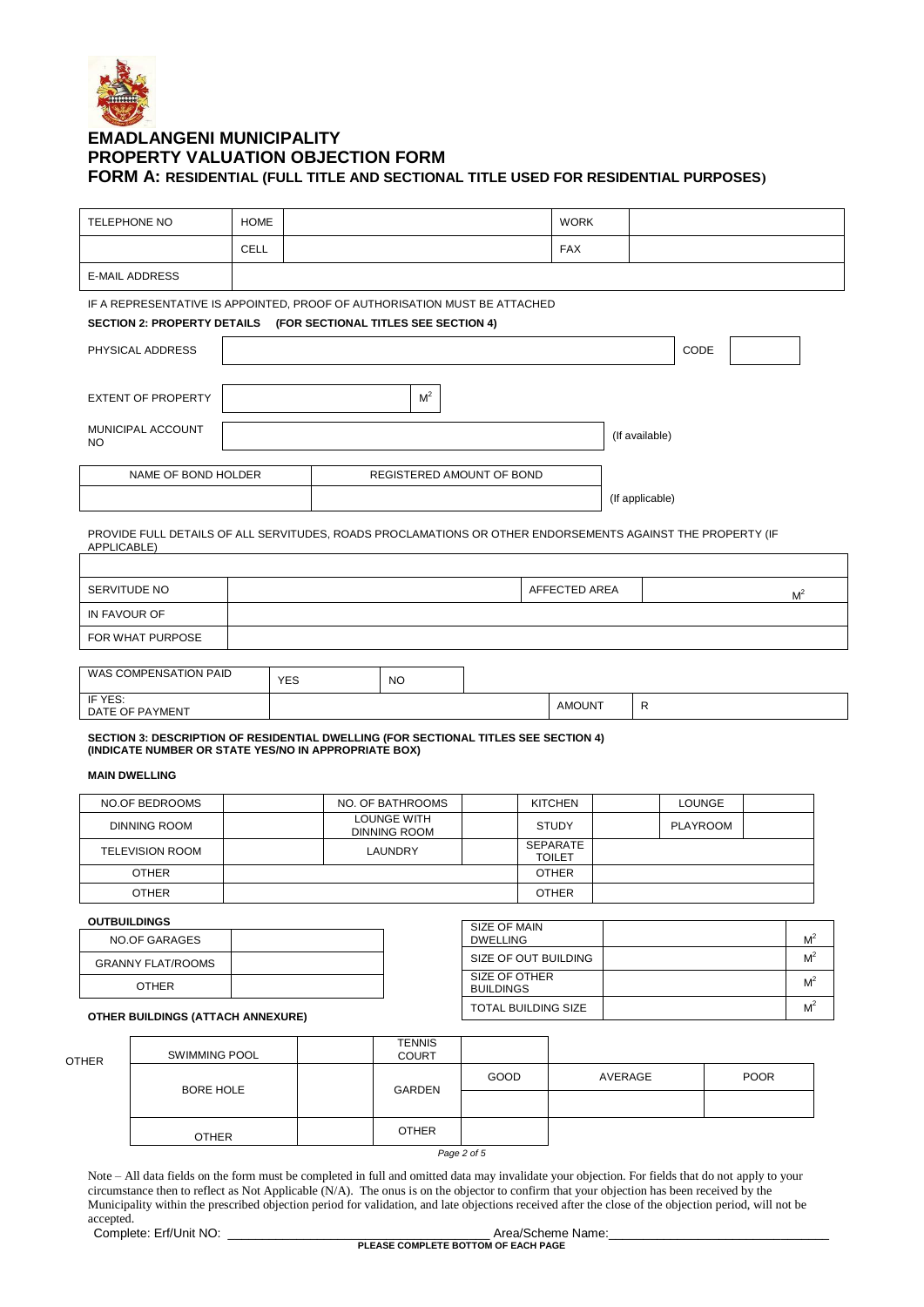# EMADLANGENI MUNICIPALITY
# PROPERTY VALUATION OBJECTION FORM
## FORM A: RESIDENTIAL (FULL TITLE AND SECTIONAL TITLE USED FOR RESIDENTIAL PURPOSES)

| TELEPHONE NO | HOME | | WORK | |
|---|---|---|---|---|
| | CELL | | FAX | |
| E-MAIL ADDRESS | | | | |

IF A REPRESENTATIVE IS APPOINTED, PROOF OF AUTHORISATION MUST BE ATTACHED

**SECTION 2: PROPERTY DETAILS (FOR SECTIONAL TITLES SEE SECTION 4)**

| PHYSICAL ADDRESS | | CODE | |
|---|---|---|---|

| EXTENT OF PROPERTY | $M^2$ |
|---|---|

| MUNICIPAL ACCOUNT NO | | (If available) |
|---|---|---|

| NAME OF BOND HOLDER | REGISTERED AMOUNT OF BOND | |
|---|---|---|
| | | (If applicable) |

PROVIDE FULL DETAILS OF ALL SERVITUDES, ROADS PROCLAMATIONS OR OTHER ENDORSEMENTS AGAINST THE PROPERTY (IF APPLICABLE)

| | | | |
|---|---|---|---|
| SERVITUDE NO | | AFFECTED AREA | $M^2$ |
| IN FAVOUR OF | | | |
| FOR WHAT PURPOSE | | | |

| WAS COMPENSATION PAID | YES | NO | | |
|---|---|---|---|---|
| IF YES: DATE OF PAYMENT | | | AMOUNT | R |

**SECTION 3: DESCRIPTION OF RESIDENTIAL DWELLING (FOR SECTIONAL TITLES SEE SECTION 4) (INDICATE NUMBER OR STATE YES/NO IN APPROPRIATE BOX)**

**MAIN DWELLING**

| NO.OF BEDROOMS | | NO. OF BATHROOMS | | KITCHEN | | LOUNGE | |
|---|---|---|---|---|---|---|---|
| DINNING ROOM | | LOUNGE WITH DINNING ROOM | | STUDY | | PLAYROOM | |
| TELEVISION ROOM | | LAUNDRY | | SEPARATE TOILET | | | |
| OTHER | | | | OTHER | | | |
| OTHER | | | | OTHER | | | |

**OUTBUILDINGS**

| NO.OF GARAGES | |
|---|---|
| GRANNY FLAT/ROOMS | |
| OTHER | |

| SIZE OF MAIN DWELLING | | $M^2$ |
|---|---|---|
| SIZE OF OUT BUILDING | | $M^2$ |
| SIZE OF OTHER BUILDINGS | | $M^2$ |
| TOTAL BUILDING SIZE | | $M^2$ |

**OTHER BUILDINGS (ATTACH ANNEXURE)**

OTHER

| SWIMMING POOL | | TENNIS COURT | | | |
|---|---|---|---|---|---|
| BORE HOLE | | GARDEN | GOOD | AVERAGE | POOR |
| | | | | | |
| OTHER | | OTHER | | | |

Note – All data fields on the form must be completed in full and omitted data may invalidate your objection. For fields that do not apply to your circumstance then to reflect as Not Applicable (N/A). The onus is on the objector to confirm that your objection has been received by the Municipality within the prescribed objection period for validation, and late objections received after the close of the objection period, will not be accepted.

Complete: Erf/Unit NO: ______________________________ Area/Scheme Name:______________________________

**PLEASE COMPLETE BOTTOM OF EACH PAGE**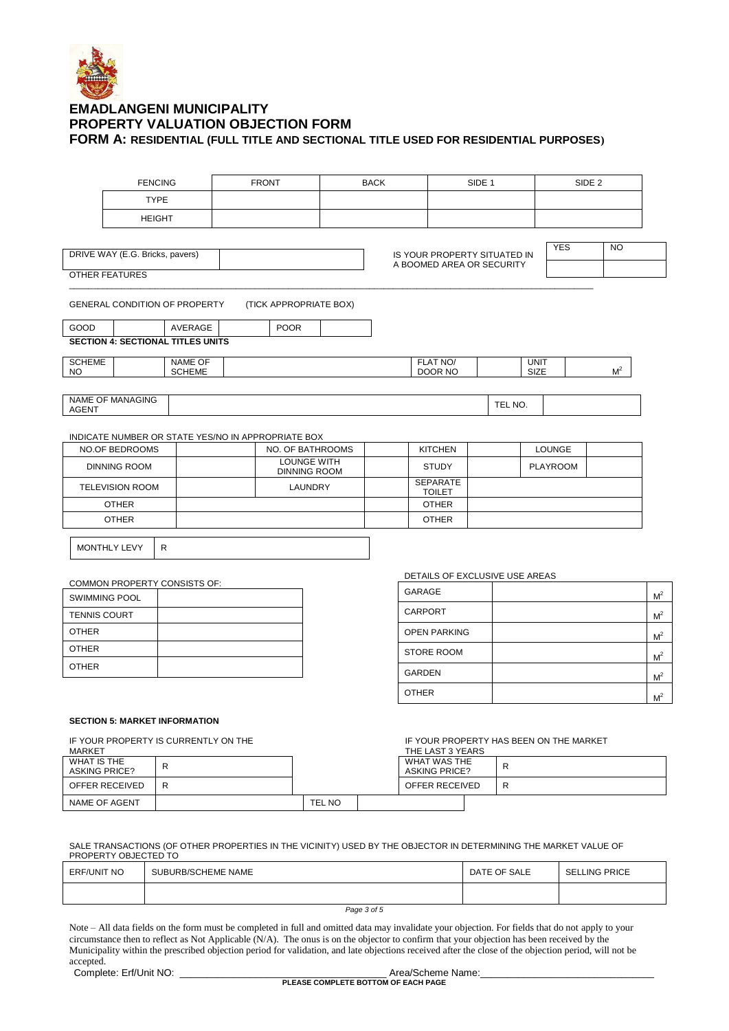# EMADLANGENI MUNICIPALITY

## PROPERTY VALUATION OBJECTION FORM

### FORM A: RESIDENTIAL (FULL TITLE AND SECTIONAL TITLE USED FOR RESIDENTIAL PURPOSES)

| FENCING | FRONT | BACK | SIDE 1 | SIDE 2 |
|---|---|---|---|---|
| TYPE | | | | |
| HEIGHT | | | | |

| DRIVE WAY (E.G. Bricks, pavers) | |
|---|---|

| IS YOUR PROPERTY SITUATED IN A BOOMED AREA OR SECURITY | YES | NO |
|---|---|---|
| | | |

OTHER FEATURES ______________________________________________

GENERAL CONDITION OF PROPERTY (TICK APPROPRIATE BOX)

| GOOD | | AVERAGE | | POOR | |
|---|---|---|---|---|---|

**SECTION 4: SECTIONAL TITLES UNITS**

| SCHEME NO | | NAME OF SCHEME | | FLAT NO/ DOOR NO | | UNIT SIZE | $M^2$ |
|---|---|---|---|---|---|---|---|

| NAME OF MANAGING AGENT | | TEL NO. | |
|---|---|---|---|

INDICATE NUMBER OR STATE YES/NO IN APPROPRIATE BOX

| NO.OF BEDROOMS | | NO. OF BATHROOMS | | KITCHEN | | LOUNGE | |
|---|---|---|---|---|---|---|---|
| DINNING ROOM | | LOUNGE WITH DINNING ROOM | | STUDY | | PLAYROOM | |
| TELEVISION ROOM | | LAUNDRY | | SEPARATE TOILET | | | |
| OTHER | | | | OTHER | | | |
| OTHER | | | | OTHER | | | |

| MONTHLY LEVY | R |
|---|---|

COMMON PROPERTY CONSISTS OF:

| SWIMMING POOL | |
|---|---|
| TENNIS COURT | |
| OTHER | |
| OTHER | |
| OTHER | |

DETAILS OF EXCLUSIVE USE AREAS

| GARAGE | | $M^2$ |
|---|---|---|
| CARPORT | | $M^2$ |
| OPEN PARKING | | $M^2$ |
| STORE ROOM | | $M^2$ |
| GARDEN | | $M^2$ |
| OTHER | | $M^2$ |

**SECTION 5: MARKET INFORMATION**

IF YOUR PROPERTY IS CURRENTLY ON THE MARKET

| WHAT IS THE ASKING PRICE? | R | | |
|---|---|---|---|
| OFFER RECEIVED | R | | |
| NAME OF AGENT | | TEL NO | |

IF YOUR PROPERTY HAS BEEN ON THE MARKET THE LAST 3 YEARS

| WHAT WAS THE ASKING PRICE? | R |
|---|---|
| OFFER RECEIVED | R |

SALE TRANSACTIONS (OF OTHER PROPERTIES IN THE VICINITY) USED BY THE OBJECTOR IN DETERMINING THE MARKET VALUE OF PROPERTY OBJECTED TO

| ERF/UNIT NO | SUBURB/SCHEME NAME | DATE OF SALE | SELLING PRICE |
|---|---|---|---|
| | | | |

Note – All data fields on the form must be completed in full and omitted data may invalidate your objection. For fields that do not apply to your circumstance then to reflect as Not Applicable (N/A). The onus is on the objector to confirm that your objection has been received by the Municipality within the prescribed objection period for validation, and late objections received after the close of the objection period, will not be accepted.

Complete: Erf/Unit NO: ______________________________ Area/Scheme Name:______________________________

**PLEASE COMPLETE BOTTOM OF EACH PAGE**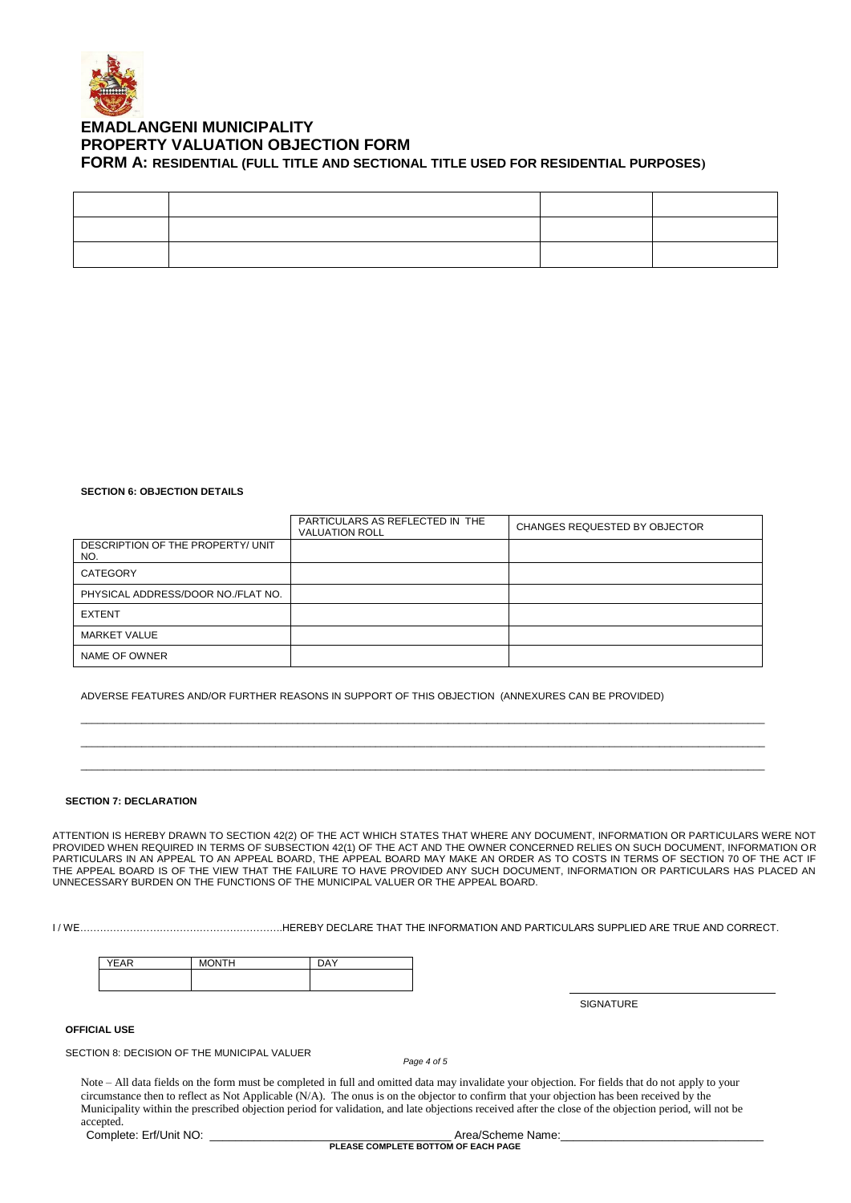# EMADLANGENI MUNICIPALITY
## PROPERTY VALUATION OBJECTION FORM
### FORM A: RESIDENTIAL (FULL TITLE AND SECTIONAL TITLE USED FOR RESIDENTIAL PURPOSES)

| | | | |
|---|---|---|---|
| | | | |
| | | | |
| | | | |

**SECTION 6: OBJECTION DETAILS**

| | PARTICULARS AS REFLECTED IN THE VALUATION ROLL | CHANGES REQUESTED BY OBJECTOR |
|---|---|---|
| DESCRIPTION OF THE PROPERTY/ UNIT NO. | | |
| CATEGORY | | |
| PHYSICAL ADDRESS/DOOR NO./FLAT NO. | | |
| EXTENT | | |
| MARKET VALUE | | |
| NAME OF OWNER | | |

ADVERSE FEATURES AND/OR FURTHER REASONS IN SUPPORT OF THIS OBJECTION (ANNEXURES CAN BE PROVIDED)

___________________________________________________________________________

___________________________________________________________________________

___________________________________________________________________________

**SECTION 7: DECLARATION**

ATTENTION IS HEREBY DRAWN TO SECTION 42(2) OF THE ACT WHICH STATES THAT WHERE ANY DOCUMENT, INFORMATION OR PARTICULARS WERE NOT PROVIDED WHEN REQUIRED IN TERMS OF SUBSECTION 42(1) OF THE ACT AND THE OWNER CONCERNED RELIES ON SUCH DOCUMENT, INFORMATION OR PARTICULARS IN AN APPEAL TO AN APPEAL BOARD, THE APPEAL BOARD MAY MAKE AN ORDER AS TO COSTS IN TERMS OF SECTION 70 OF THE ACT IF THE APPEAL BOARD IS OF THE VIEW THAT THE FAILURE TO HAVE PROVIDED ANY SUCH DOCUMENT, INFORMATION OR PARTICULARS HAS PLACED AN UNNECESSARY BURDEN ON THE FUNCTIONS OF THE MUNICIPAL VALUER OR THE APPEAL BOARD.

I / WE……………………………………………………HEREBY DECLARE THAT THE INFORMATION AND PARTICULARS SUPPLIED ARE TRUE AND CORRECT.

| YEAR | MONTH | DAY |
|---|---|---|
| | | |

_______________________________

SIGNATURE

**OFFICIAL USE**

SECTION 8: DECISION OF THE MUNICIPAL VALUER

Note – All data fields on the form must be completed in full and omitted data may invalidate your objection. For fields that do not apply to your circumstance then to reflect as Not Applicable (N/A). The onus is on the objector to confirm that your objection has been received by the Municipality within the prescribed objection period for validation, and late objections received after the close of the objection period, will not be accepted.

Complete: Erf/Unit NO: ____________________________________ Area/Scheme Name:______________________________

**PLEASE COMPLETE BOTTOM OF EACH PAGE**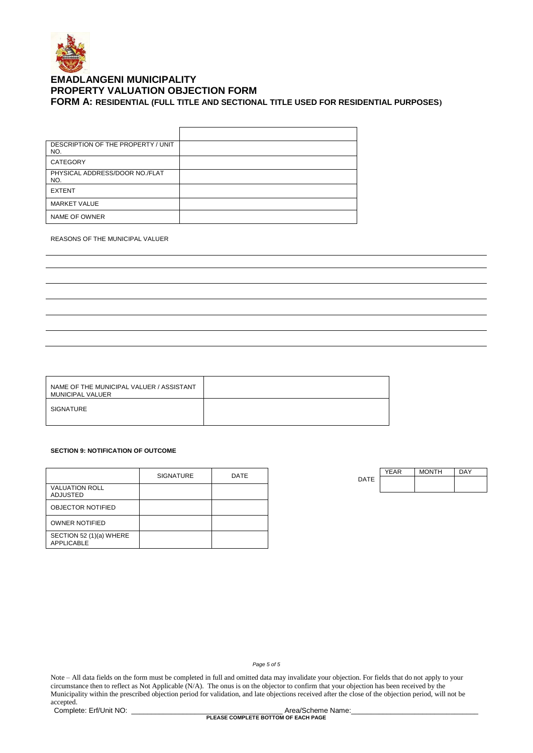# EMADLANGENI MUNICIPALITY
## PROPERTY VALUATION OBJECTION FORM
### FORM A: RESIDENTIAL (FULL TITLE AND SECTIONAL TITLE USED FOR RESIDENTIAL PURPOSES)

| | |
|---|---|
| DESCRIPTION OF THE PROPERTY / UNIT NO. | |
| CATEGORY | |
| PHYSICAL ADDRESS/DOOR NO./FLAT NO. | |
| EXTENT | |
| MARKET VALUE | |
| NAME OF OWNER | |

REASONS OF THE MUNICIPAL VALUER

___________________________________________________________________________

___________________________________________________________________________

___________________________________________________________________________

___________________________________________________________________________

___________________________________________________________________________

___________________________________________________________________________

___________________________________________________________________________

| | |
|---|---|
| NAME OF THE MUNICIPAL VALUER / ASSISTANT MUNICIPAL VALUER | |
| SIGNATURE | |

**SECTION 9: NOTIFICATION OF OUTCOME**

| | SIGNATURE | DATE |
|---|---|---|
| VALUATION ROLL ADJUSTED | | |
| OBJECTOR NOTIFIED | | |
| OWNER NOTIFIED | | |
| SECTION 52 (1)(a) WHERE APPLICABLE | | |

| | YEAR | MONTH | DAY |
|---|---|---|---|
| DATE | | | |

Note – All data fields on the form must be completed in full and omitted data may invalidate your objection. For fields that do not apply to your circumstance then to reflect as Not Applicable (N/A). The onus is on the objector to confirm that your objection has been received by the Municipality within the prescribed objection period for validation, and late objections received after the close of the objection period, will not be accepted.

Complete: Erf/Unit NO: ____________________________________ Area/Scheme Name:______________________________

**PLEASE COMPLETE BOTTOM OF EACH PAGE**